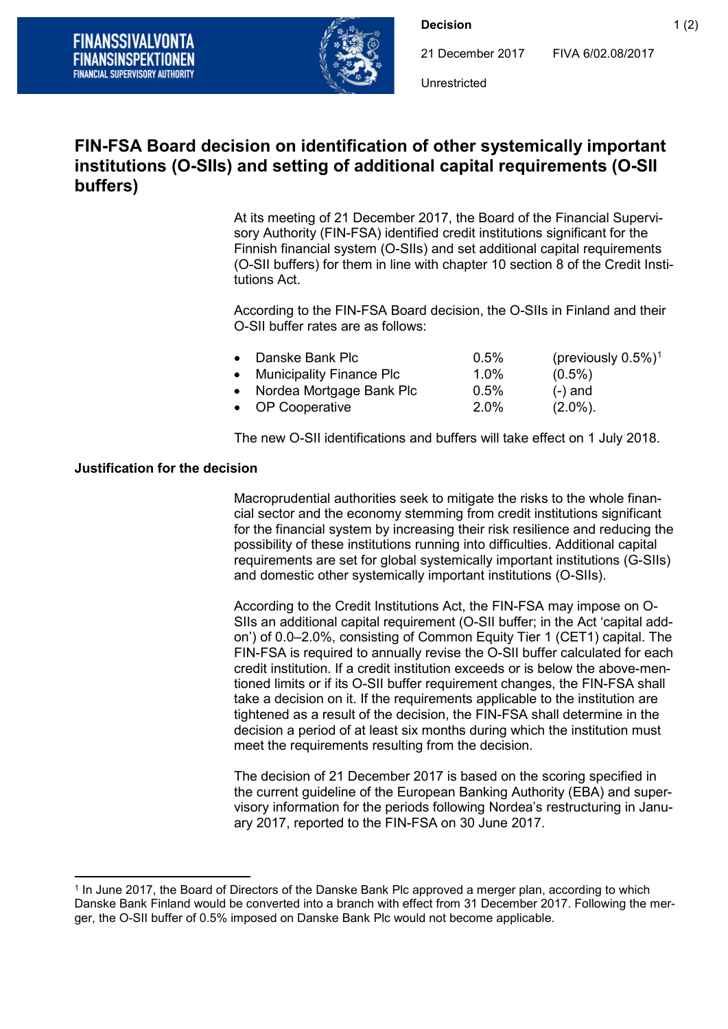Decision

21 December 2017 FIVA 6/02.08/2017

Unrestricted

# FIN-FSA Board decision on identification of other systemically important institutions (O-SIIs) and setting of additional capital requirements (O-SII buffers)

At its meeting of 21 December 2017, the Board of the Financial Supervisory Authority (FIN-FSA) identified credit institutions significant for the Finnish financial system (O-SIIs) and set additional capital requirements (O-SII buffers) for them in line with chapter 10 section 8 of the Credit Institutions Act.

According to the FIN-FSA Board decision, the O-SIIs in Finland and their O-SII buffer rates are as follows:

- Danske Bank Plc 0.5% (previously 0.5%)[1]
- Municipality Finance Plc 1.0% (0.5%)
- Nordea Mortgage Bank Plc 0.5% (-) and
- OP Cooperative 2.0% (2.0%).

The new O-SII identifications and buffers will take effect on 1 July 2018.

## Justification for the decision

Macroprudential authorities seek to mitigate the risks to the whole financial sector and the economy stemming from credit institutions significant for the financial system by increasing their risk resilience and reducing the possibility of these institutions running into difficulties. Additional capital requirements are set for global systemically important institutions (G-SIIs) and domestic other systemically important institutions (O-SIIs).

According to the Credit Institutions Act, the FIN-FSA may impose on O-SIIs an additional capital requirement (O-SII buffer; in the Act 'capital add-on') of 0.0–2.0%, consisting of Common Equity Tier 1 (CET1) capital. The FIN-FSA is required to annually revise the O-SII buffer calculated for each credit institution. If a credit institution exceeds or is below the above-mentioned limits or if its O-SII buffer requirement changes, the FIN-FSA shall take a decision on it. If the requirements applicable to the institution are tightened as a result of the decision, the FIN-FSA shall determine in the decision a period of at least six months during which the institution must meet the requirements resulting from the decision.

The decision of 21 December 2017 is based on the scoring specified in the current guideline of the European Banking Authority (EBA) and supervisory information for the periods following Nordea's restructuring in January 2017, reported to the FIN-FSA on 30 June 2017.

---

[1] In June 2017, the Board of Directors of the Danske Bank Plc approved a merger plan, according to which Danske Bank Finland would be converted into a branch with effect from 31 December 2017. Following the merger, the O-SII buffer of 0.5% imposed on Danske Bank Plc would not become applicable.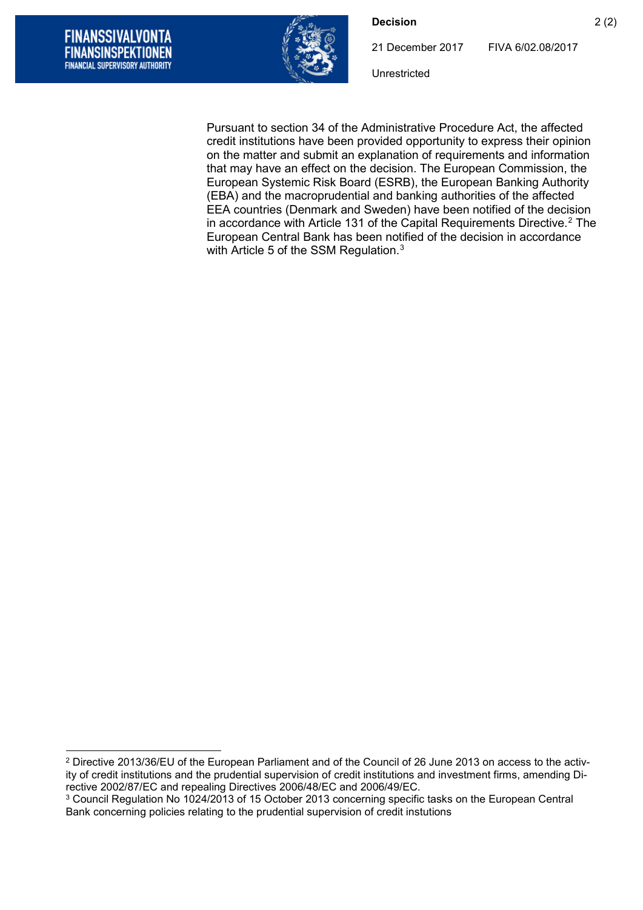Pursuant to section 34 of the Administrative Procedure Act, the affected credit institutions have been provided opportunity to express their opinion on the matter and submit an explanation of requirements and information that may have an effect on the decision. The European Commission, the European Systemic Risk Board (ESRB), the European Banking Authority (EBA) and the macroprudential and banking authorities of the affected EEA countries (Denmark and Sweden) have been notified of the decision in accordance with Article 131 of the Capital Requirements Directive.[2] The European Central Bank has been notified of the decision in accordance with Article 5 of the SSM Regulation.[3]

---

[2] Directive 2013/36/EU of the European Parliament and of the Council of 26 June 2013 on access to the activity of credit institutions and the prudential supervision of credit institutions and investment firms, amending Directive 2002/87/EC and repealing Directives 2006/48/EC and 2006/49/EC.

[3] Council Regulation No 1024/2013 of 15 October 2013 concerning specific tasks on the European Central Bank concerning policies relating to the prudential supervision of credit instutions